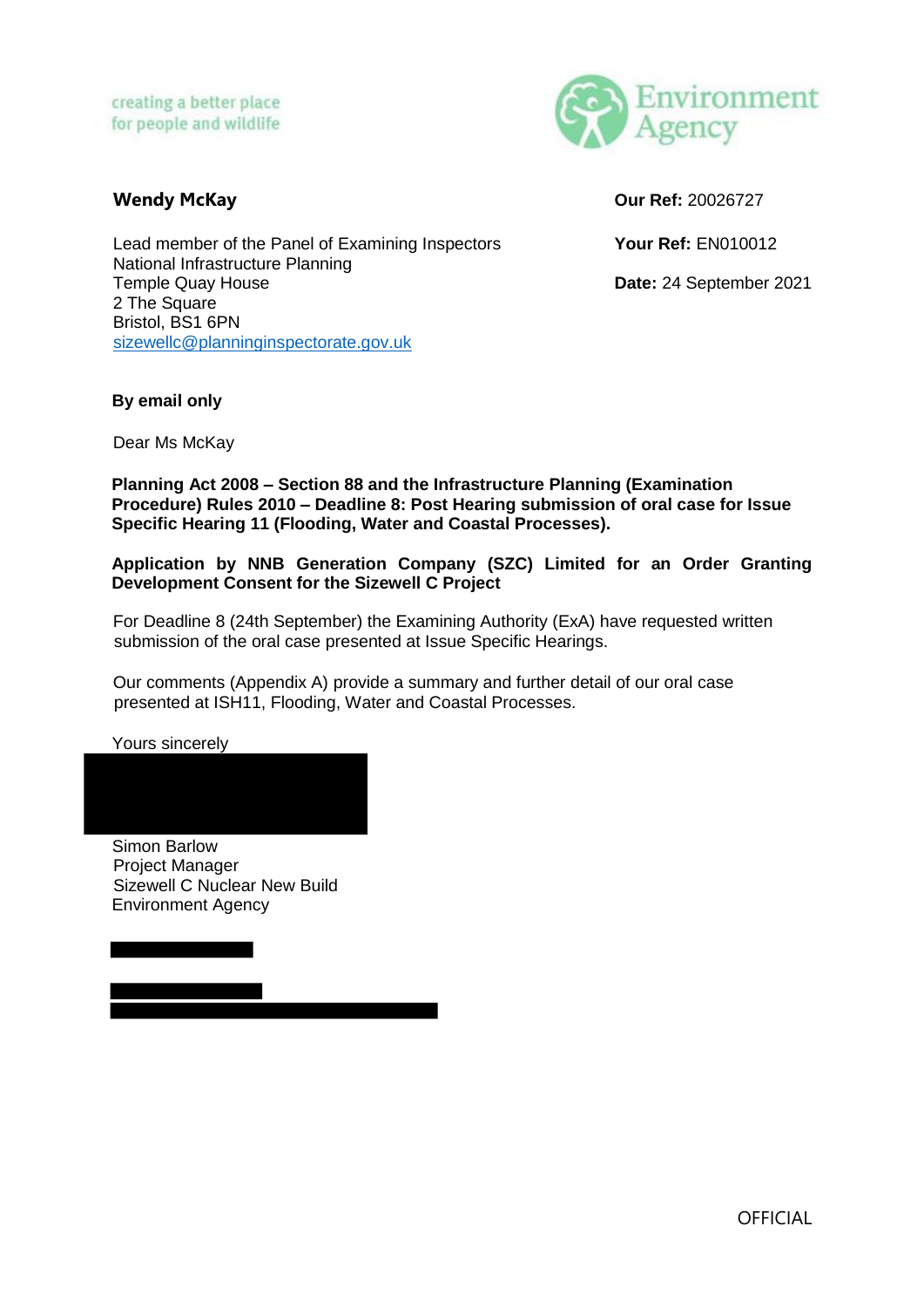creating a better place
for people and wildlife

Environment Agency

**Wendy McKay**

Lead member of the Panel of Examining Inspectors
National Infrastructure Planning
Temple Quay House
2 The Square
Bristol, BS1 6PN
sizewellc@planninginspectorate.gov.uk

**Our Ref:** 20026727

**Your Ref:** EN010012

**Date:** 24 September 2021

**By email only**

Dear Ms McKay

**Planning Act 2008 – Section 88 and the Infrastructure Planning (Examination Procedure) Rules 2010 – Deadline 8: Post Hearing submission of oral case for Issue Specific Hearing 11 (Flooding, Water and Coastal Processes).**

**Application by NNB Generation Company (SZC) Limited for an Order Granting Development Consent for the Sizewell C Project**

For Deadline 8 (24th September) the Examining Authority (ExA) have requested written submission of the oral case presented at Issue Specific Hearings.

Our comments (Appendix A) provide a summary and further detail of our oral case presented at ISH11, Flooding, Water and Coastal Processes.

Yours sincerely

Simon Barlow
Project Manager
Sizewell C Nuclear New Build
Environment Agency

OFFICIAL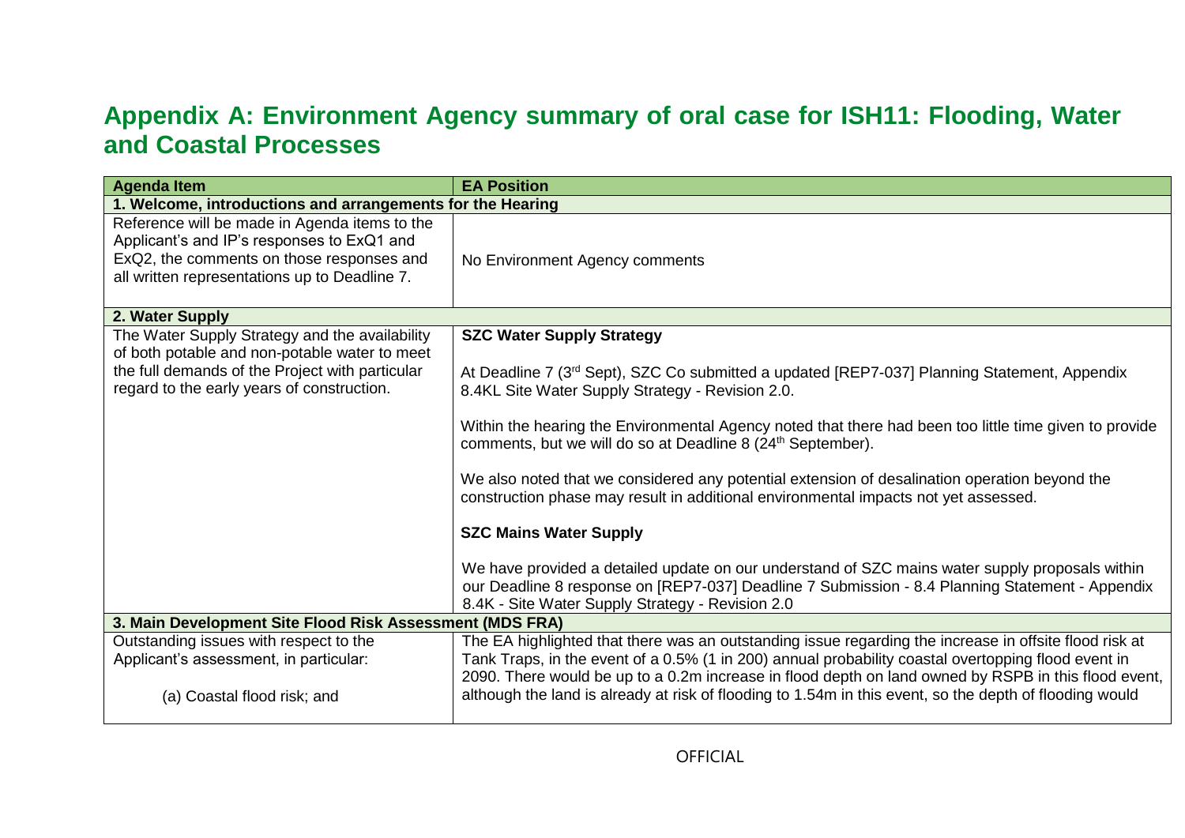# Appendix A: Environment Agency summary of oral case for ISH11: Flooding, Water and Coastal Processes

| Agenda Item | EA Position |
|---|---|
| **1. Welcome, introductions and arrangements for the Hearing** | |
| Reference will be made in Agenda items to the Applicant's and IP's responses to ExQ1 and ExQ2, the comments on those responses and all written representations up to Deadline 7. | No Environment Agency comments |
| **2. Water Supply** | |
| The Water Supply Strategy and the availability of both potable and non-potable water to meet the full demands of the Project with particular regard to the early years of construction. | **SZC Water Supply Strategy**<br><br>At Deadline 7 (3rd Sept), SZC Co submitted a updated [REP7-037] Planning Statement, Appendix 8.4KL Site Water Supply Strategy - Revision 2.0.<br><br>Within the hearing the Environmental Agency noted that there had been too little time given to provide comments, but we will do so at Deadline 8 (24th September).<br><br>We also noted that we considered any potential extension of desalination operation beyond the construction phase may result in additional environmental impacts not yet assessed.<br><br>**SZC Mains Water Supply**<br><br>We have provided a detailed update on our understand of SZC mains water supply proposals within our Deadline 8 response on [REP7-037] Deadline 7 Submission - 8.4 Planning Statement - Appendix 8.4K - Site Water Supply Strategy - Revision 2.0 |
| **3. Main Development Site Flood Risk Assessment (MDS FRA)** | |
| Outstanding issues with respect to the Applicant's assessment, in particular:<br><br>(a) Coastal flood risk; and | The EA highlighted that there was an outstanding issue regarding the increase in offsite flood risk at Tank Traps, in the event of a 0.5% (1 in 200) annual probability coastal overtopping flood event in 2090. There would be up to a 0.2m increase in flood depth on land owned by RSPB in this flood event, although the land is already at risk of flooding to 1.54m in this event, so the depth of flooding would |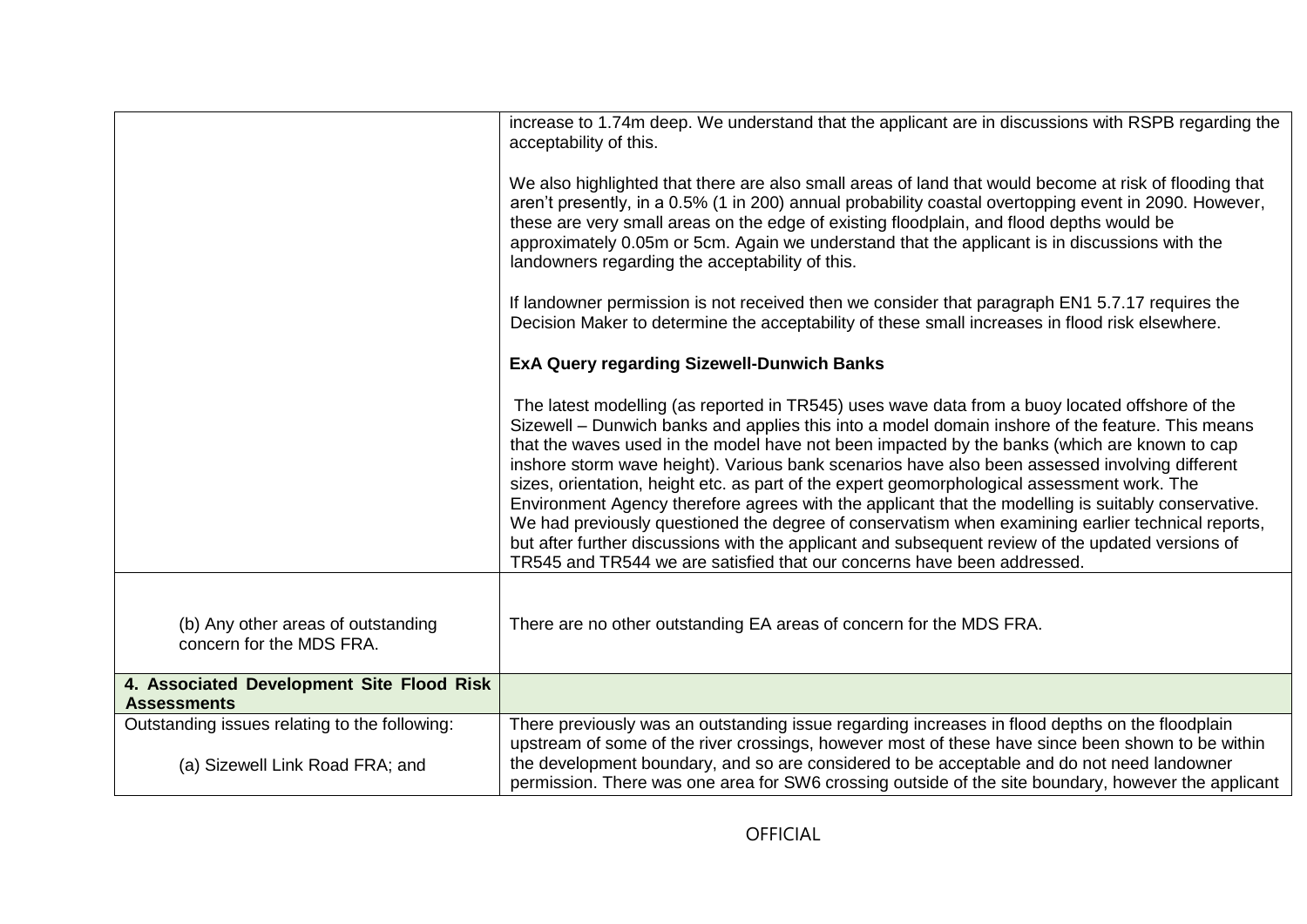| | |
|---|---|
| | increase to 1.74m deep. We understand that the applicant are in discussions with RSPB regarding the acceptability of this.<br><br>We also highlighted that there are also small areas of land that would become at risk of flooding that aren't presently, in a 0.5% (1 in 200) annual probability coastal overtopping event in 2090. However, these are very small areas on the edge of existing floodplain, and flood depths would be approximately 0.05m or 5cm. Again we understand that the applicant is in discussions with the landowners regarding the acceptability of this.<br><br>If landowner permission is not received then we consider that paragraph EN1 5.7.17 requires the Decision Maker to determine the acceptability of these small increases in flood risk elsewhere.<br><br>**ExA Query regarding Sizewell-Dunwich Banks**<br><br>The latest modelling (as reported in TR545) uses wave data from a buoy located offshore of the Sizewell – Dunwich banks and applies this into a model domain inshore of the feature. This means that the waves used in the model have not been impacted by the banks (which are known to cap inshore storm wave height). Various bank scenarios have also been assessed involving different sizes, orientation, height etc. as part of the expert geomorphological assessment work. The Environment Agency therefore agrees with the applicant that the modelling is suitably conservative. We had previously questioned the degree of conservatism when examining earlier technical reports, but after further discussions with the applicant and subsequent review of the updated versions of TR545 and TR544 we are satisfied that our concerns have been addressed. |
| (b) Any other areas of outstanding concern for the MDS FRA. | There are no other outstanding EA areas of concern for the MDS FRA. |
| **4. Associated Development Site Flood Risk Assessments** | |
| Outstanding issues relating to the following:<br><br>(a) Sizewell Link Road FRA; and | There previously was an outstanding issue regarding increases in flood depths on the floodplain upstream of some of the river crossings, however most of these have since been shown to be within the development boundary, and so are considered to be acceptable and do not need landowner permission. There was one area for SW6 crossing outside of the site boundary, however the applicant |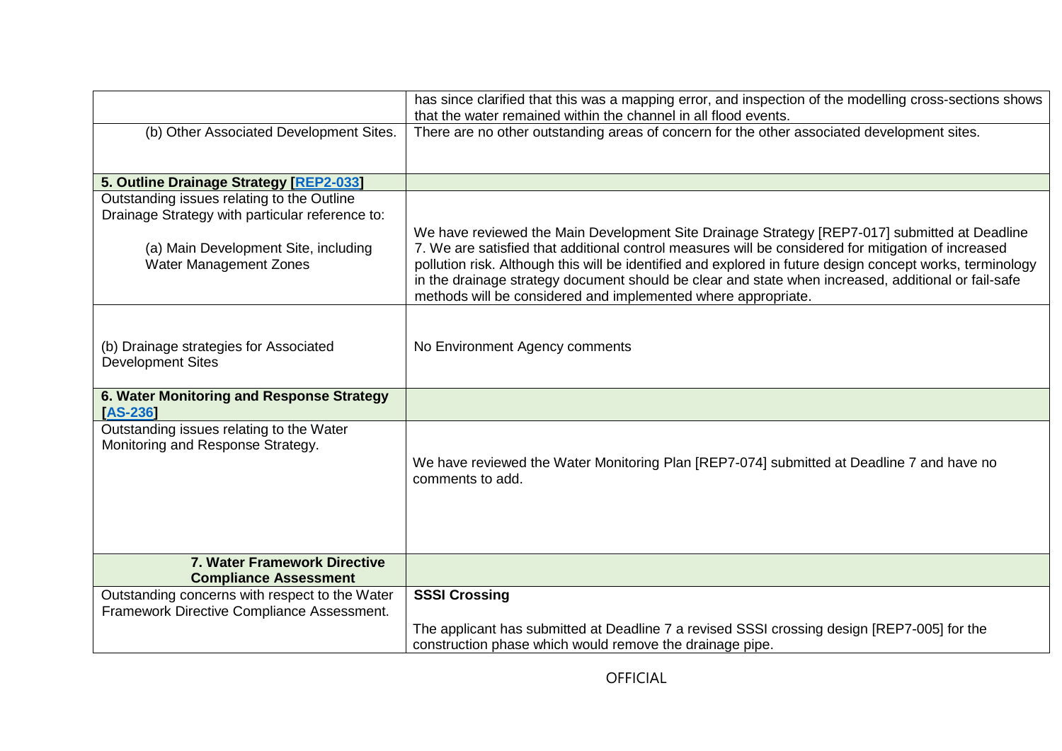| | |
|---|---|
| | has since clarified that this was a mapping error, and inspection of the modelling cross-sections shows that the water remained within the channel in all flood events. |
| (b) Other Associated Development Sites. | There are no other outstanding areas of concern for the other associated development sites. |
| **5. Outline Drainage Strategy [REP2-033]** | |
| Outstanding issues relating to the Outline Drainage Strategy with particular reference to:<br><br>(a) Main Development Site, including Water Management Zones | We have reviewed the Main Development Site Drainage Strategy [REP7-017] submitted at Deadline 7. We are satisfied that additional control measures will be considered for mitigation of increased pollution risk. Although this will be identified and explored in future design concept works, terminology in the drainage strategy document should be clear and state when increased, additional or fail-safe methods will be considered and implemented where appropriate. |
| (b) Drainage strategies for Associated Development Sites | No Environment Agency comments |
| **6. Water Monitoring and Response Strategy [AS-236]** | |
| Outstanding issues relating to the Water Monitoring and Response Strategy. | We have reviewed the Water Monitoring Plan [REP7-074] submitted at Deadline 7 and have no comments to add. |
| **7. Water Framework Directive Compliance Assessment** | |
| Outstanding concerns with respect to the Water Framework Directive Compliance Assessment. | **SSSI Crossing**<br><br>The applicant has submitted at Deadline 7 a revised SSSI crossing design [REP7-005] for the construction phase which would remove the drainage pipe. |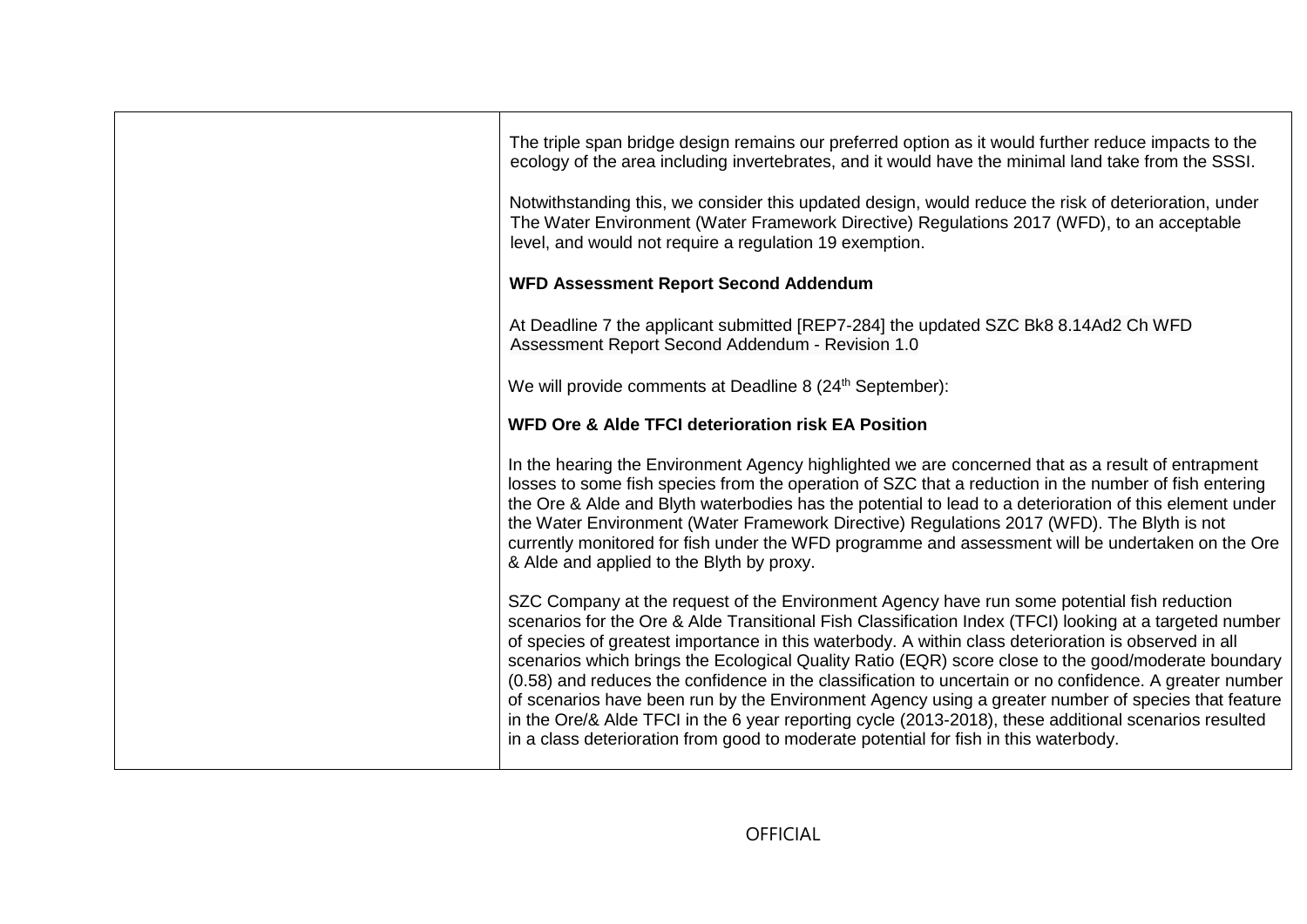| | |
|---|---|
| | The triple span bridge design remains our preferred option as it would further reduce impacts to the ecology of the area including invertebrates, and it would have the minimal land take from the SSSI.<br><br>Notwithstanding this, we consider this updated design, would reduce the risk of deterioration, under The Water Environment (Water Framework Directive) Regulations 2017 (WFD), to an acceptable level, and would not require a regulation 19 exemption.<br><br>**WFD Assessment Report Second Addendum**<br><br>At Deadline 7 the applicant submitted [REP7-284] the updated SZC Bk8 8.14Ad2 Ch WFD Assessment Report Second Addendum - Revision 1.0<br><br>We will provide comments at Deadline 8 (24th September):<br><br>**WFD Ore & Alde TFCI deterioration risk EA Position**<br><br>In the hearing the Environment Agency highlighted we are concerned that as a result of entrapment losses to some fish species from the operation of SZC that a reduction in the number of fish entering the Ore & Alde and Blyth waterbodies has the potential to lead to a deterioration of this element under the Water Environment (Water Framework Directive) Regulations 2017 (WFD). The Blyth is not currently monitored for fish under the WFD programme and assessment will be undertaken on the Ore & Alde and applied to the Blyth by proxy.<br><br>SZC Company at the request of the Environment Agency have run some potential fish reduction scenarios for the Ore & Alde Transitional Fish Classification Index (TFCI) looking at a targeted number of species of greatest importance in this waterbody. A within class deterioration is observed in all scenarios which brings the Ecological Quality Ratio (EQR) score close to the good/moderate boundary (0.58) and reduces the confidence in the classification to uncertain or no confidence. A greater number of scenarios have been run by the Environment Agency using a greater number of species that feature in the Ore/& Alde TFCI in the 6 year reporting cycle (2013-2018), these additional scenarios resulted in a class deterioration from good to moderate potential for fish in this waterbody. |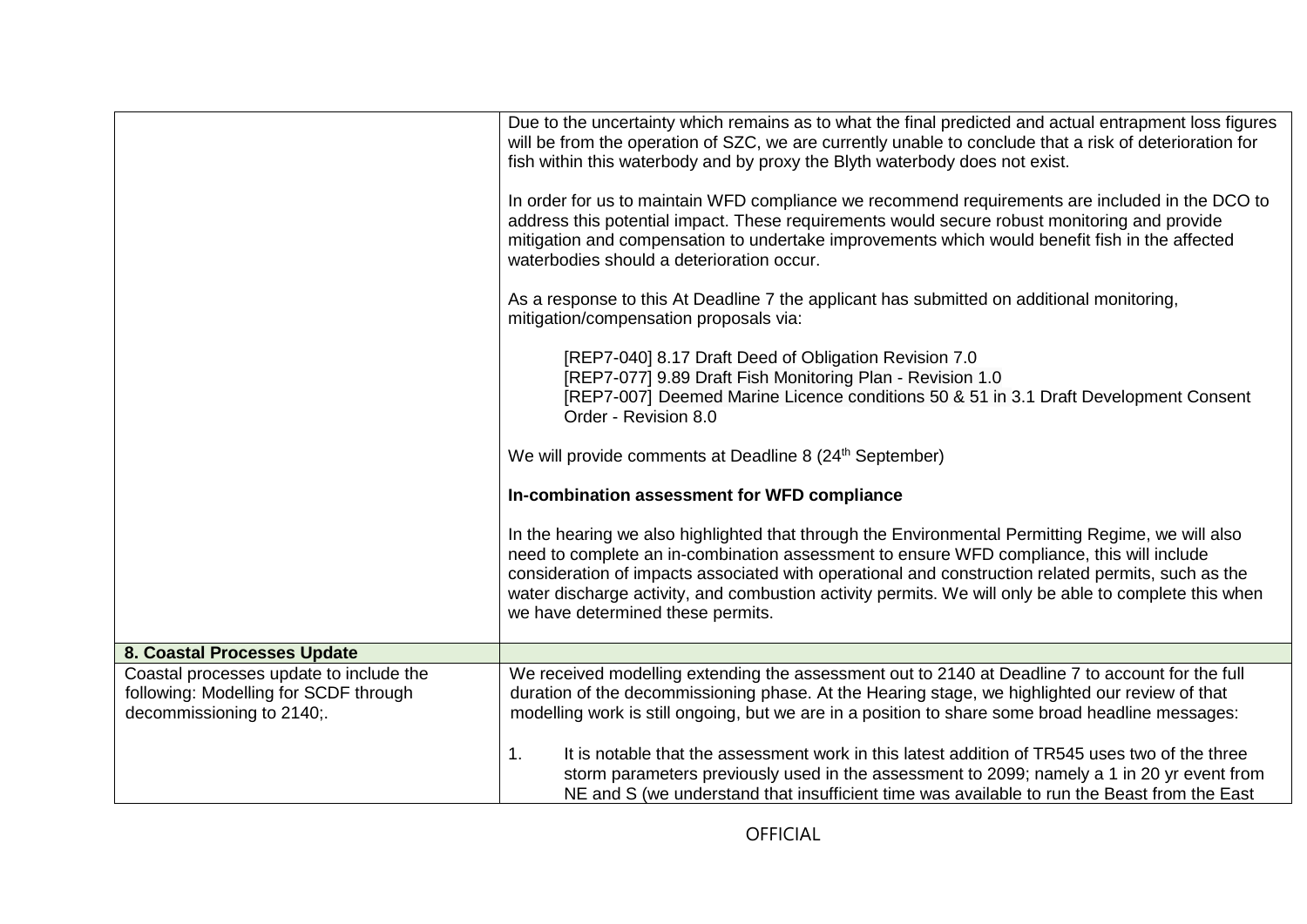| | |
|---|---|
| | Due to the uncertainty which remains as to what the final predicted and actual entrapment loss figures will be from the operation of SZC, we are currently unable to conclude that a risk of deterioration for fish within this waterbody and by proxy the Blyth waterbody does not exist.<br><br>In order for us to maintain WFD compliance we recommend requirements are included in the DCO to address this potential impact. These requirements would secure robust monitoring and provide mitigation and compensation to undertake improvements which would benefit fish in the affected waterbodies should a deterioration occur.<br><br>As a response to this At Deadline 7 the applicant has submitted on additional monitoring, mitigation/compensation proposals via:<br><br>[REP7-040] 8.17 Draft Deed of Obligation Revision 7.0<br>[REP7-077] 9.89 Draft Fish Monitoring Plan - Revision 1.0<br>[REP7-007] Deemed Marine Licence conditions 50 & 51 in 3.1 Draft Development Consent Order - Revision 8.0<br><br>We will provide comments at Deadline 8 (24th September)<br><br>**In-combination assessment for WFD compliance**<br><br>In the hearing we also highlighted that through the Environmental Permitting Regime, we will also need to complete an in-combination assessment to ensure WFD compliance, this will include consideration of impacts associated with operational and construction related permits, such as the water discharge activity, and combustion activity permits. We will only be able to complete this when we have determined these permits. |
| **8. Coastal Processes Update** | |
| Coastal processes update to include the following: Modelling for SCDF through decommissioning to 2140;. | We received modelling extending the assessment out to 2140 at Deadline 7 to account for the full duration of the decommissioning phase. At the Hearing stage, we highlighted our review of that modelling work is still ongoing, but we are in a position to share some broad headline messages:<br><br>1. It is notable that the assessment work in this latest addition of TR545 uses two of the three storm parameters previously used in the assessment to 2099; namely a 1 in 20 yr event from NE and S (we understand that insufficient time was available to run the Beast from the East |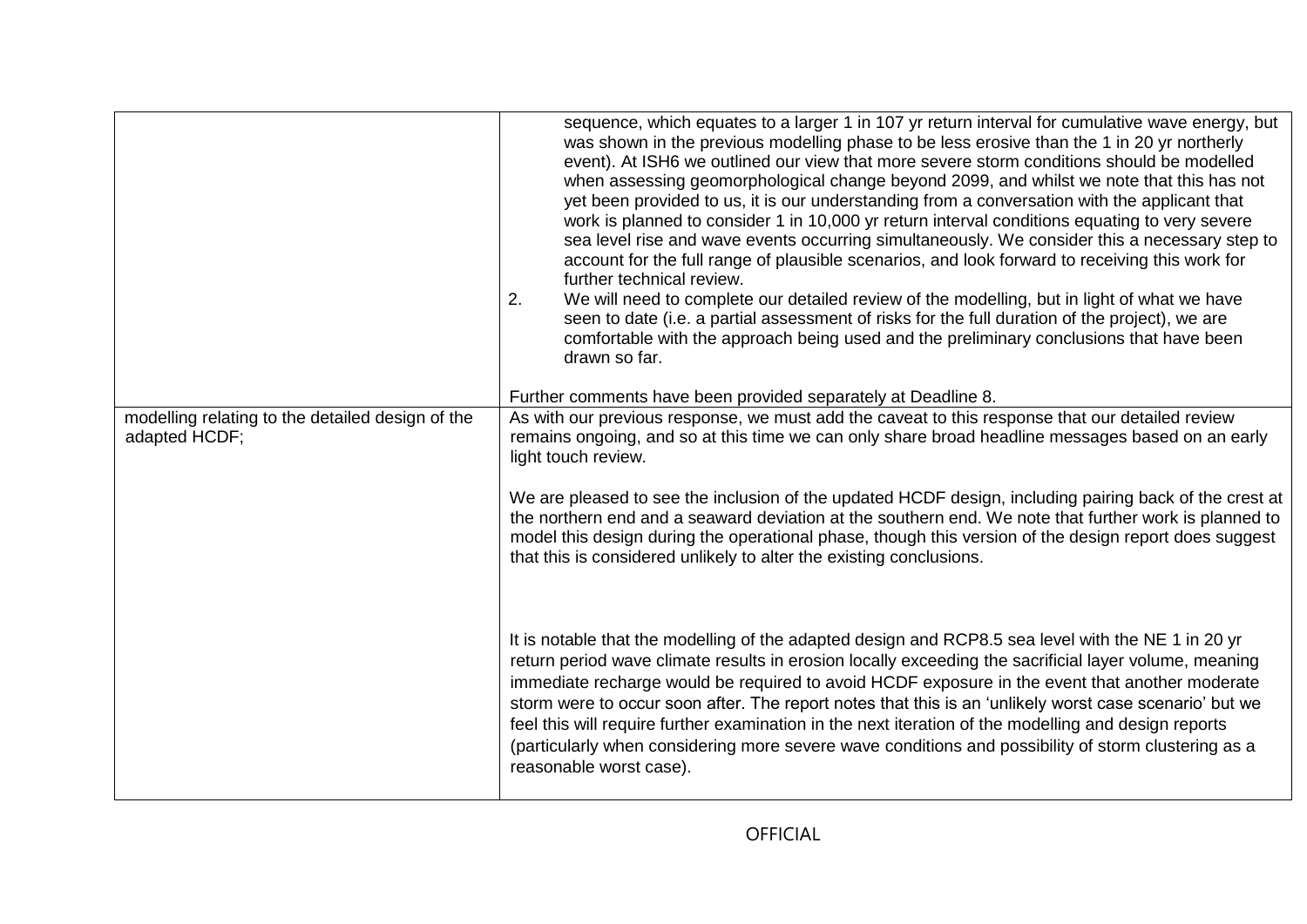| | |
|---|---|
| | sequence, which equates to a larger 1 in 107 yr return interval for cumulative wave energy, but was shown in the previous modelling phase to be less erosive than the 1 in 20 yr northerly event). At ISH6 we outlined our view that more severe storm conditions should be modelled when assessing geomorphological change beyond 2099, and whilst we note that this has not yet been provided to us, it is our understanding from a conversation with the applicant that work is planned to consider 1 in 10,000 yr return interval conditions equating to very severe sea level rise and wave events occurring simultaneously. We consider this a necessary step to account for the full range of plausible scenarios, and look forward to receiving this work for further technical review.<br>2. We will need to complete our detailed review of the modelling, but in light of what we have seen to date (i.e. a partial assessment of risks for the full duration of the project), we are comfortable with the approach being used and the preliminary conclusions that have been drawn so far.<br><br>Further comments have been provided separately at Deadline 8. |
| modelling relating to the detailed design of the adapted HCDF; | As with our previous response, we must add the caveat to this response that our detailed review remains ongoing, and so at this time we can only share broad headline messages based on an early light touch review.<br><br>We are pleased to see the inclusion of the updated HCDF design, including pairing back of the crest at the northern end and a seaward deviation at the southern end. We note that further work is planned to model this design during the operational phase, though this version of the design report does suggest that this is considered unlikely to alter the existing conclusions.<br><br>It is notable that the modelling of the adapted design and RCP8.5 sea level with the NE 1 in 20 yr return period wave climate results in erosion locally exceeding the sacrificial layer volume, meaning immediate recharge would be required to avoid HCDF exposure in the event that another moderate storm were to occur soon after. The report notes that this is an 'unlikely worst case scenario' but we feel this will require further examination in the next iteration of the modelling and design reports (particularly when considering more severe wave conditions and possibility of storm clustering as a reasonable worst case). |

OFFICIAL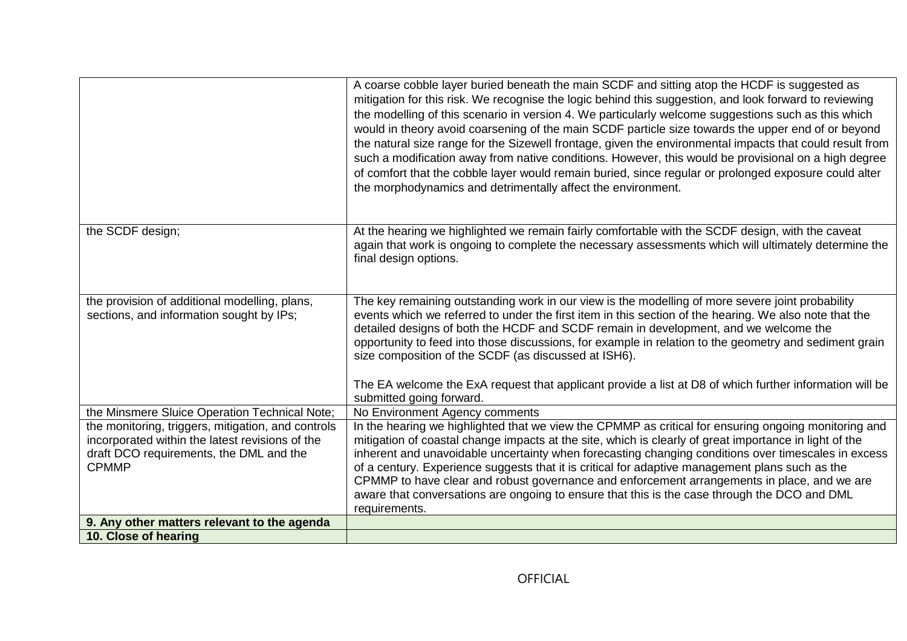| | |
|---|---|
| | A coarse cobble layer buried beneath the main SCDF and sitting atop the HCDF is suggested as mitigation for this risk. We recognise the logic behind this suggestion, and look forward to reviewing the modelling of this scenario in version 4. We particularly welcome suggestions such as this which would in theory avoid coarsening of the main SCDF particle size towards the upper end of or beyond the natural size range for the Sizewell frontage, given the environmental impacts that could result from such a modification away from native conditions. However, this would be provisional on a high degree of comfort that the cobble layer would remain buried, since regular or prolonged exposure could alter the morphodynamics and detrimentally affect the environment. |
| the SCDF design; | At the hearing we highlighted we remain fairly comfortable with the SCDF design, with the caveat again that work is ongoing to complete the necessary assessments which will ultimately determine the final design options. |
| the provision of additional modelling, plans, sections, and information sought by IPs; | The key remaining outstanding work in our view is the modelling of more severe joint probability events which we referred to under the first item in this section of the hearing. We also note that the detailed designs of both the HCDF and SCDF remain in development, and we welcome the opportunity to feed into those discussions, for example in relation to the geometry and sediment grain size composition of the SCDF (as discussed at ISH6).<br><br>The EA welcome the ExA request that applicant provide a list at D8 of which further information will be submitted going forward. |
| the Minsmere Sluice Operation Technical Note; | No Environment Agency comments |
| the monitoring, triggers, mitigation, and controls incorporated within the latest revisions of the draft DCO requirements, the DML and the CPMMP | In the hearing we highlighted that we view the CPMMP as critical for ensuring ongoing monitoring and mitigation of coastal change impacts at the site, which is clearly of great importance in light of the inherent and unavoidable uncertainty when forecasting changing conditions over timescales in excess of a century. Experience suggests that it is critical for adaptive management plans such as the CPMMP to have clear and robust governance and enforcement arrangements in place, and we are aware that conversations are ongoing to ensure that this is the case through the DCO and DML requirements. |
| **9. Any other matters relevant to the agenda** | |
| **10. Close of hearing** | |

OFFICIAL